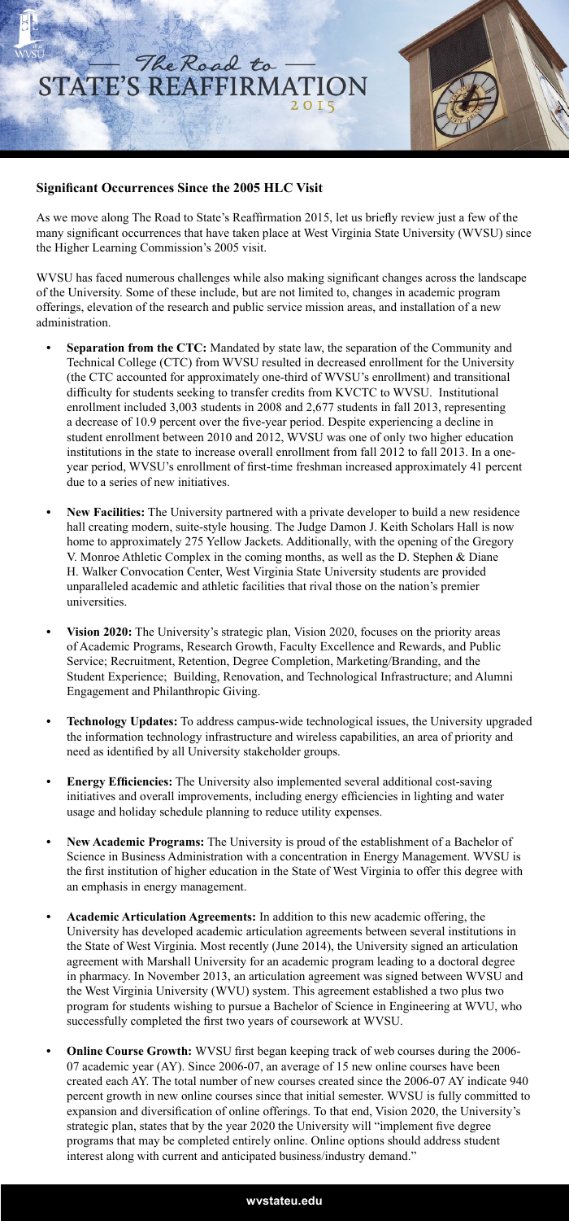# The Road to STATE'S REAFFIRMATION 2015

**Significant Occurrences Since the 2005 HLC Visit**

As we move along The Road to State's Reaffirmation 2015, let us briefly review just a few of the many significant occurrences that have taken place at West Virginia State University (WVSU) since the Higher Learning Commission's 2005 visit.

WVSU has faced numerous challenges while also making significant changes across the landscape of the University. Some of these include, but are not limited to, changes in academic program offerings, elevation of the research and public service mission areas, and installation of a new administration.

- **Separation from the CTC:** Mandated by state law, the separation of the Community and Technical College (CTC) from WVSU resulted in decreased enrollment for the University (the CTC accounted for approximately one-third of WVSU's enrollment) and transitional difficulty for students seeking to transfer credits from KVCTC to WVSU. Institutional enrollment included 3,003 students in 2008 and 2,677 students in fall 2013, representing a decrease of 10.9 percent over the five-year period. Despite experiencing a decline in student enrollment between 2010 and 2012, WVSU was one of only two higher education institutions in the state to increase overall enrollment from fall 2012 to fall 2013. In a one-year period, WVSU's enrollment of first-time freshman increased approximately 41 percent due to a series of new initiatives.

- **New Facilities:** The University partnered with a private developer to build a new residence hall creating modern, suite-style housing. The Judge Damon J. Keith Scholars Hall is now home to approximately 275 Yellow Jackets. Additionally, with the opening of the Gregory V. Monroe Athletic Complex in the coming months, as well as the D. Stephen & Diane H. Walker Convocation Center, West Virginia State University students are provided unparalleled academic and athletic facilities that rival those on the nation's premier universities.

- **Vision 2020:** The University's strategic plan, Vision 2020, focuses on the priority areas of Academic Programs, Research Growth, Faculty Excellence and Rewards, and Public Service; Recruitment, Retention, Degree Completion, Marketing/Branding, and the Student Experience; Building, Renovation, and Technological Infrastructure; and Alumni Engagement and Philanthropic Giving.

- **Technology Updates:** To address campus-wide technological issues, the University upgraded the information technology infrastructure and wireless capabilities, an area of priority and need as identified by all University stakeholder groups.

- **Energy Efficiencies:** The University also implemented several additional cost-saving initiatives and overall improvements, including energy efficiencies in lighting and water usage and holiday schedule planning to reduce utility expenses.

- **New Academic Programs:** The University is proud of the establishment of a Bachelor of Science in Business Administration with a concentration in Energy Management. WVSU is the first institution of higher education in the State of West Virginia to offer this degree with an emphasis in energy management.

- **Academic Articulation Agreements:** In addition to this new academic offering, the University has developed academic articulation agreements between several institutions in the State of West Virginia. Most recently (June 2014), the University signed an articulation agreement with Marshall University for an academic program leading to a doctoral degree in pharmacy. In November 2013, an articulation agreement was signed between WVSU and the West Virginia University (WVU) system. This agreement established a two plus two program for students wishing to pursue a Bachelor of Science in Engineering at WVU, who successfully completed the first two years of coursework at WVSU.

- **Online Course Growth:** WVSU first began keeping track of web courses during the 2006-07 academic year (AY). Since 2006-07, an average of 15 new online courses have been created each AY. The total number of new courses created since the 2006-07 AY indicate 940 percent growth in new online courses since that initial semester. WVSU is fully committed to expansion and diversification of online offerings. To that end, Vision 2020, the University's strategic plan, states that by the year 2020 the University will "implement five degree programs that may be completed entirely online. Online options should address student interest along with current and anticipated business/industry demand."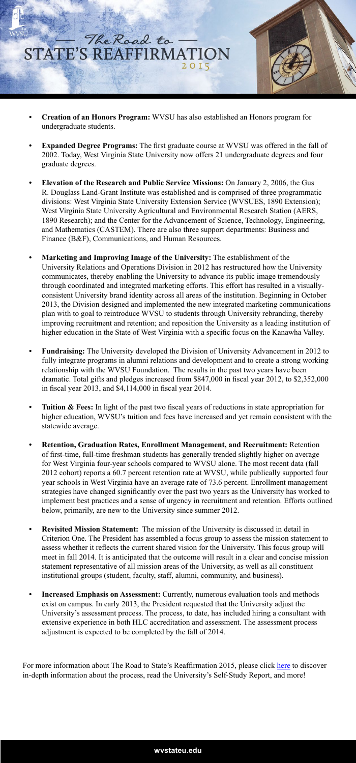# The Road to STATE'S REAFFIRMATION 2015

- **Creation of an Honors Program:** WVSU has also established an Honors program for undergraduate students.

- **Expanded Degree Programs:** The first graduate course at WVSU was offered in the fall of 2002. Today, West Virginia State University now offers 21 undergraduate degrees and four graduate degrees.

- **Elevation of the Research and Public Service Missions:** On January 2, 2006, the Gus R. Douglass Land-Grant Institute was established and is comprised of three programmatic divisions: West Virginia State University Extension Service (WVSUES, 1890 Extension); West Virginia State University Agricultural and Environmental Research Station (AERS, 1890 Research); and the Center for the Advancement of Science, Technology, Engineering, and Mathematics (CASTEM). There are also three support departments: Business and Finance (B&F), Communications, and Human Resources.

- **Marketing and Improving Image of the University:** The establishment of the University Relations and Operations Division in 2012 has restructured how the University communicates, thereby enabling the University to advance its public image tremendously through coordinated and integrated marketing efforts. This effort has resulted in a visually-consistent University brand identity across all areas of the institution. Beginning in October 2013, the Division designed and implemented the new integrated marketing communications plan with to goal to reintroduce WVSU to students through University rebranding, thereby improving recruitment and retention; and reposition the University as a leading institution of higher education in the State of West Virginia with a specific focus on the Kanawha Valley.

- **Fundraising:** The University developed the Division of University Advancement in 2012 to fully integrate programs in alumni relations and development and to create a strong working relationship with the WVSU Foundation. The results in the past two years have been dramatic. Total gifts and pledges increased from $847,000 in fiscal year 2012, to $2,352,000 in fiscal year 2013, and $4,114,000 in fiscal year 2014.

- **Tuition & Fees:** In light of the past two fiscal years of reductions in state appropriation for higher education, WVSU's tuition and fees have increased and yet remain consistent with the statewide average.

- **Retention, Graduation Rates, Enrollment Management, and Recruitment:** Retention of first-time, full-time freshman students has generally trended slightly higher on average for West Virginia four-year schools compared to WVSU alone. The most recent data (fall 2012 cohort) reports a 60.7 percent retention rate at WVSU, while publically supported four year schools in West Virginia have an average rate of 73.6 percent. Enrollment management strategies have changed significantly over the past two years as the University has worked to implement best practices and a sense of urgency in recruitment and retention. Efforts outlined below, primarily, are new to the University since summer 2012.

- **Revisited Mission Statement:** The mission of the University is discussed in detail in Criterion One. The President has assembled a focus group to assess the mission statement to assess whether it reflects the current shared vision for the University. This focus group will meet in fall 2014. It is anticipated that the outcome will result in a clear and concise mission statement representative of all mission areas of the University, as well as all constituent institutional groups (student, faculty, staff, alumni, community, and business).

- **Increased Emphasis on Assessment:** Currently, numerous evaluation tools and methods exist on campus. In early 2013, the President requested that the University adjust the University's assessment process. The process, to date, has included hiring a consultant with extensive experience in both HLC accreditation and assessment. The assessment process adjustment is expected to be completed by the fall of 2014.

For more information about The Road to State's Reaffirmation 2015, please click here to discover in-depth information about the process, read the University's Self-Study Report, and more!

wvstateu.edu